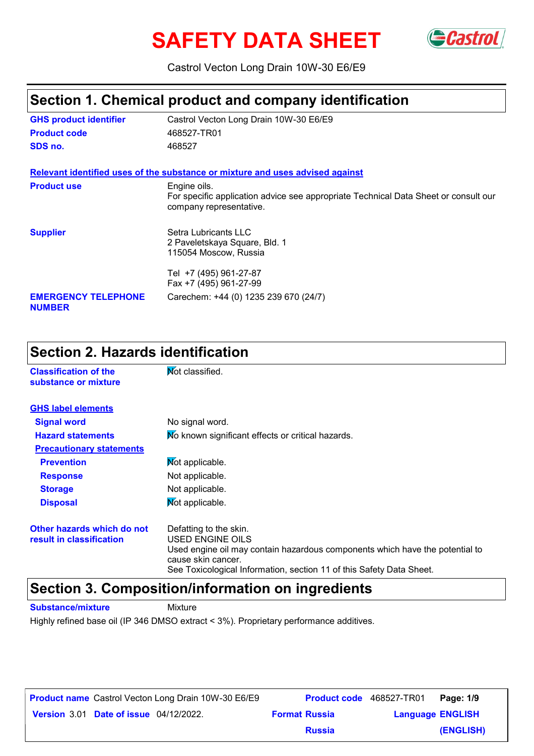# SAFETY DATA SHEET

Castrol Vecton Long Drain 10W-30 E6/E9

## Section 1. Chemical product and company identification

| | |
|---|---|
| **GHS product identifier** | Castrol Vecton Long Drain 10W-30 E6/E9 |
| **Product code** | 468527-TR01 |
| **SDS no.** | 468527 |

**Relevant identified uses of the substance or mixture and uses advised against**

| | |
|---|---|
| **Product use** | Engine oils.<br>For specific application advice see appropriate Technical Data Sheet or consult our company representative. |
| **Supplier** | Setra Lubricants LLC<br>2 Paveletskaya Square, Bld. 1<br>115054 Moscow, Russia<br><br>Tel +7 (495) 961-27-87<br>Fax +7 (495) 961-27-99 |
| **EMERGENCY TELEPHONE NUMBER** | Carechem: +44 (0) 1235 239 670 (24/7) |

## Section 2. Hazards identification

| | |
|---|---|
| **Classification of the substance or mixture** | Not classified. |

**GHS label elements**

| | |
|---|---|
| **Signal word** | No signal word. |
| **Hazard statements** | No known significant effects or critical hazards. |
| **Precautionary statements** | |
| **Prevention** | Not applicable. |
| **Response** | Not applicable. |
| **Storage** | Not applicable. |
| **Disposal** | Not applicable. |
| **Other hazards which do not result in classification** | Defatting to the skin.<br>USED ENGINE OILS<br>Used engine oil may contain hazardous components which have the potential to cause skin cancer.<br>See Toxicological Information, section 11 of this Safety Data Sheet. |

## Section 3. Composition/information on ingredients

| | |
|---|---|
| **Substance/mixture** | Mixture |

Highly refined base oil (IP 346 DMSO extract < 3%). Proprietary performance additives.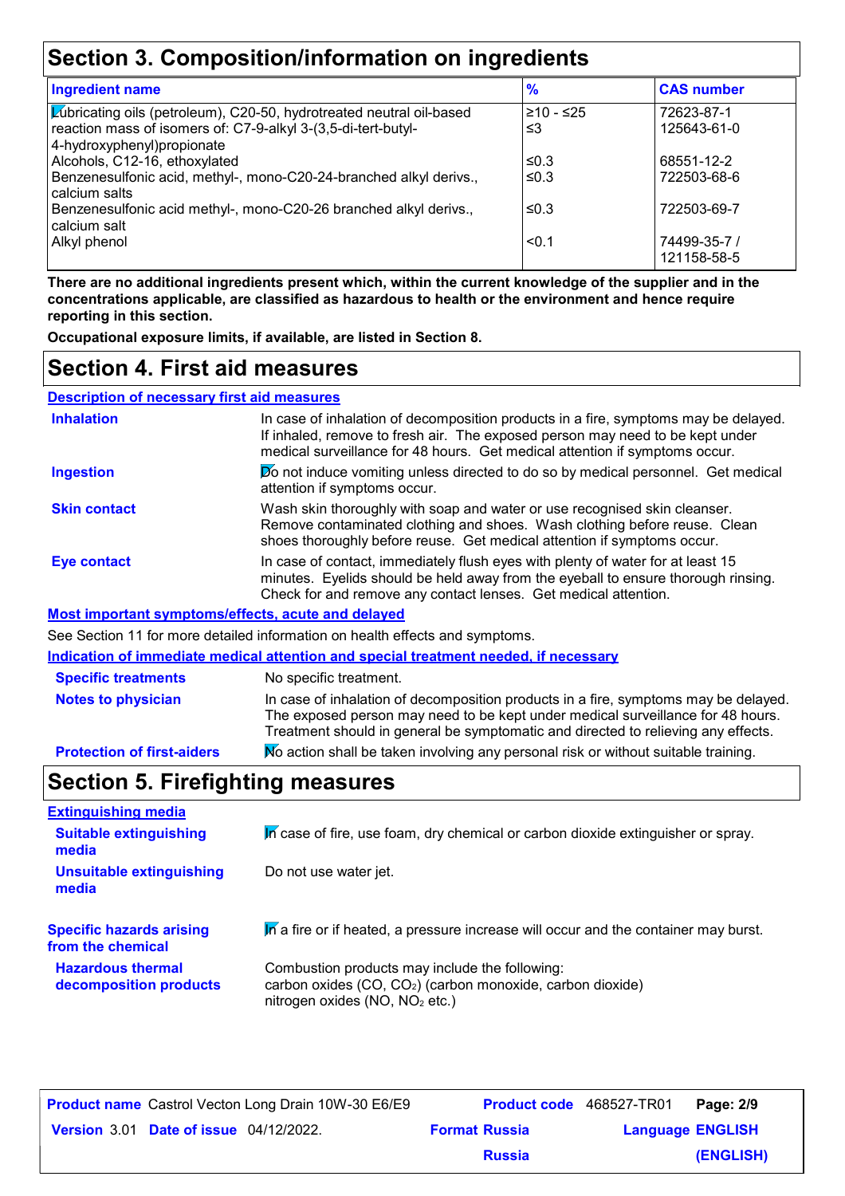## Section 3. Composition/information on ingredients

| Ingredient name | % | CAS number |
|---|---|---|
| Lubricating oils (petroleum), C20-50, hydrotreated neutral oil-based | ≥10 - ≤25 | 72623-87-1 |
| reaction mass of isomers of: C7-9-alkyl 3-(3,5-di-tert-butyl-4-hydroxyphenyl)propionate | ≤3 | 125643-61-0 |
| Alcohols, C12-16, ethoxylated | ≤0.3 | 68551-12-2 |
| Benzenesulfonic acid, methyl-, mono-C20-24-branched alkyl derivs., calcium salts | ≤0.3 | 722503-68-6 |
| Benzenesulfonic acid methyl-, mono-C20-26 branched alkyl derivs., calcium salt | ≤0.3 | 722503-69-7 |
| Alkyl phenol | <0.1 | 74499-35-7 / 121158-58-5 |

**There are no additional ingredients present which, within the current knowledge of the supplier and in the concentrations applicable, are classified as hazardous to health or the environment and hence require reporting in this section.**

**Occupational exposure limits, if available, are listed in Section 8.**

## Section 4. First aid measures

### Description of necessary first aid measures

**Inhalation** In case of inhalation of decomposition products in a fire, symptoms may be delayed. If inhaled, remove to fresh air. The exposed person may need to be kept under medical surveillance for 48 hours. Get medical attention if symptoms occur.

**Ingestion** Do not induce vomiting unless directed to do so by medical personnel. Get medical attention if symptoms occur.

**Skin contact** Wash skin thoroughly with soap and water or use recognised skin cleanser. Remove contaminated clothing and shoes. Wash clothing before reuse. Clean shoes thoroughly before reuse. Get medical attention if symptoms occur.

**Eye contact** In case of contact, immediately flush eyes with plenty of water for at least 15 minutes. Eyelids should be held away from the eyeball to ensure thorough rinsing. Check for and remove any contact lenses. Get medical attention.

### Most important symptoms/effects, acute and delayed

See Section 11 for more detailed information on health effects and symptoms.

### Indication of immediate medical attention and special treatment needed, if necessary

**Specific treatments** No specific treatment.

**Notes to physician** In case of inhalation of decomposition products in a fire, symptoms may be delayed. The exposed person may need to be kept under medical surveillance for 48 hours. Treatment should in general be symptomatic and directed to relieving any effects.

**Protection of first-aiders** No action shall be taken involving any personal risk or without suitable training.

## Section 5. Firefighting measures

### Extinguishing media

**Suitable extinguishing media** In case of fire, use foam, dry chemical or carbon dioxide extinguisher or spray.

**Unsuitable extinguishing media** Do not use water jet.

**Specific hazards arising from the chemical** In a fire or if heated, a pressure increase will occur and the container may burst.

**Hazardous thermal decomposition products** Combustion products may include the following:
carbon oxides ($CO$, $CO_2$) (carbon monoxide, carbon dioxide)
nitrogen oxides ($NO$, $NO_2$ etc.)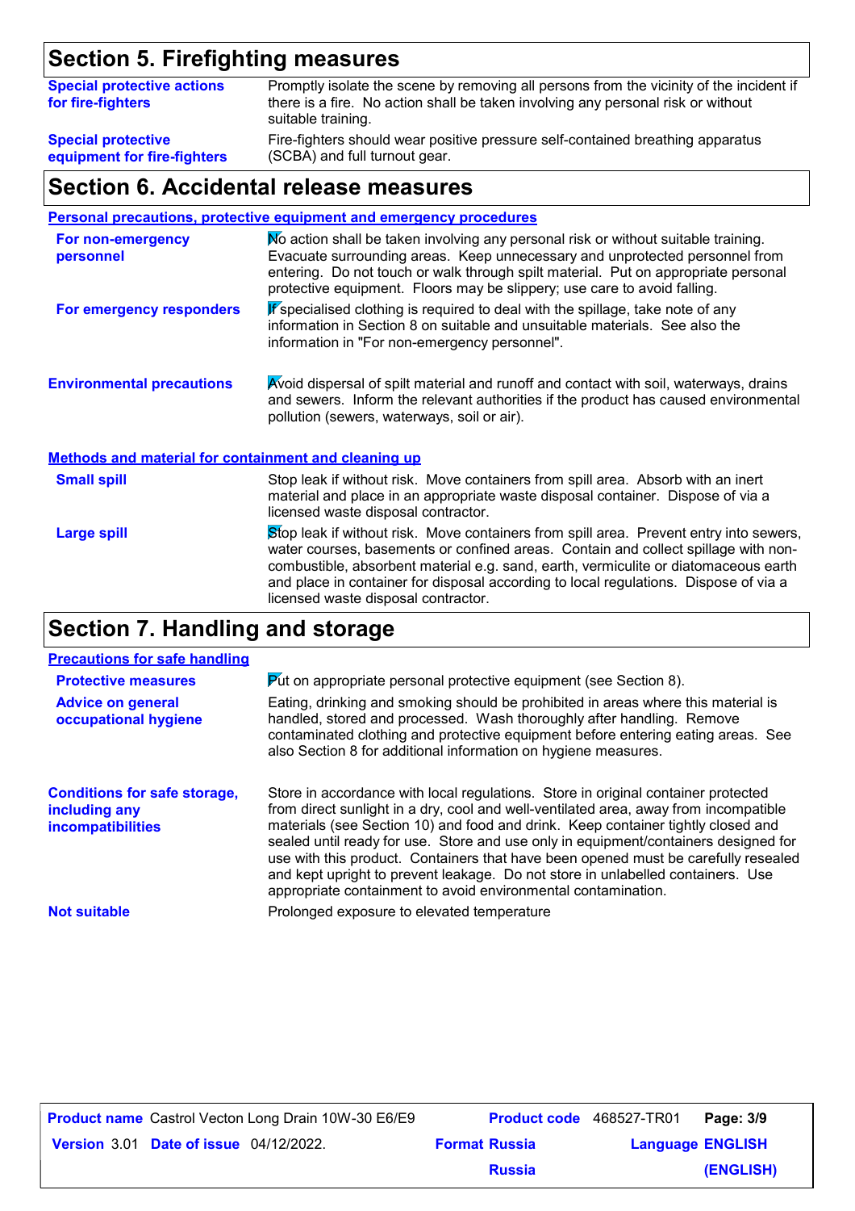## Section 5. Firefighting measures

| | |
|---|---|
| **Special protective actions for fire-fighters** | Promptly isolate the scene by removing all persons from the vicinity of the incident if there is a fire. No action shall be taken involving any personal risk or without suitable training. |
| **Special protective equipment for fire-fighters** | Fire-fighters should wear positive pressure self-contained breathing apparatus (SCBA) and full turnout gear. |

## Section 6. Accidental release measures

### Personal precautions, protective equipment and emergency procedures

| | |
|---|---|
| **For non-emergency personnel** | No action shall be taken involving any personal risk or without suitable training. Evacuate surrounding areas. Keep unnecessary and unprotected personnel from entering. Do not touch or walk through spilt material. Put on appropriate personal protective equipment. Floors may be slippery; use care to avoid falling. |
| **For emergency responders** | If specialised clothing is required to deal with the spillage, take note of any information in Section 8 on suitable and unsuitable materials. See also the information in "For non-emergency personnel". |
| **Environmental precautions** | Avoid dispersal of spilt material and runoff and contact with soil, waterways, drains and sewers. Inform the relevant authorities if the product has caused environmental pollution (sewers, waterways, soil or air). |

### Methods and material for containment and cleaning up

| | |
|---|---|
| **Small spill** | Stop leak if without risk. Move containers from spill area. Absorb with an inert material and place in an appropriate waste disposal container. Dispose of via a licensed waste disposal contractor. |
| **Large spill** | Stop leak if without risk. Move containers from spill area. Prevent entry into sewers, water courses, basements or confined areas. Contain and collect spillage with non-combustible, absorbent material e.g. sand, earth, vermiculite or diatomaceous earth and place in container for disposal according to local regulations. Dispose of via a licensed waste disposal contractor. |

## Section 7. Handling and storage

### Precautions for safe handling

| | |
|---|---|
| **Protective measures** | Put on appropriate personal protective equipment (see Section 8). |
| **Advice on general occupational hygiene** | Eating, drinking and smoking should be prohibited in areas where this material is handled, stored and processed. Wash thoroughly after handling. Remove contaminated clothing and protective equipment before entering eating areas. See also Section 8 for additional information on hygiene measures. |
| **Conditions for safe storage, including any incompatibilities** | Store in accordance with local regulations. Store in original container protected from direct sunlight in a dry, cool and well-ventilated area, away from incompatible materials (see Section 10) and food and drink. Keep container tightly closed and sealed until ready for use. Store and use only in equipment/containers designed for use with this product. Containers that have been opened must be carefully resealed and kept upright to prevent leakage. Do not store in unlabelled containers. Use appropriate containment to avoid environmental contamination. |
| **Not suitable** | Prolonged exposure to elevated temperature |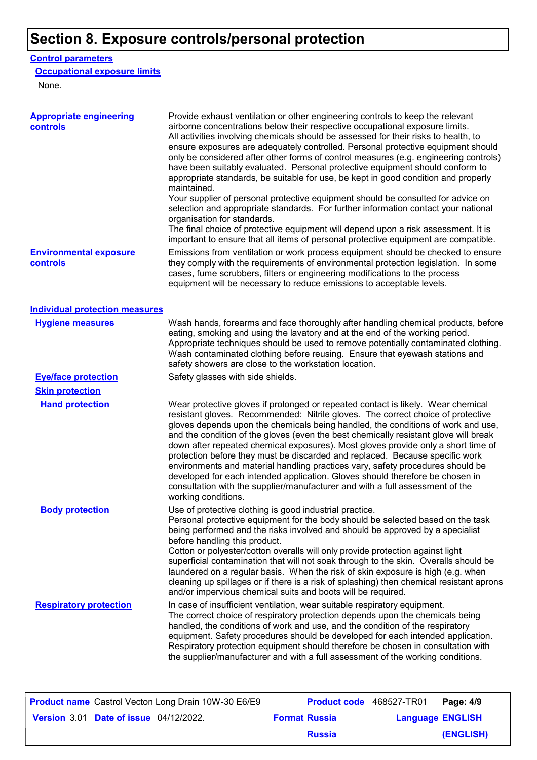# Section 8. Exposure controls/personal protection

## Control parameters

### Occupational exposure limits

None.

**Appropriate engineering controls**

Provide exhaust ventilation or other engineering controls to keep the relevant airborne concentrations below their respective occupational exposure limits. All activities involving chemicals should be assessed for their risks to health, to ensure exposures are adequately controlled. Personal protective equipment should only be considered after other forms of control measures (e.g. engineering controls) have been suitably evaluated. Personal protective equipment should conform to appropriate standards, be suitable for use, be kept in good condition and properly maintained.
Your supplier of personal protective equipment should be consulted for advice on selection and appropriate standards. For further information contact your national organisation for standards.
The final choice of protective equipment will depend upon a risk assessment. It is important to ensure that all items of personal protective equipment are compatible.

**Environmental exposure controls**

Emissions from ventilation or work process equipment should be checked to ensure they comply with the requirements of environmental protection legislation. In some cases, fume scrubbers, filters or engineering modifications to the process equipment will be necessary to reduce emissions to acceptable levels.

## Individual protection measures

**Hygiene measures**

Wash hands, forearms and face thoroughly after handling chemical products, before eating, smoking and using the lavatory and at the end of the working period. Appropriate techniques should be used to remove potentially contaminated clothing. Wash contaminated clothing before reusing. Ensure that eyewash stations and safety showers are close to the workstation location.

**Eye/face protection**

Safety glasses with side shields.

**Skin protection**

**Hand protection**

Wear protective gloves if prolonged or repeated contact is likely. Wear chemical resistant gloves. Recommended: Nitrile gloves. The correct choice of protective gloves depends upon the chemicals being handled, the conditions of work and use, and the condition of the gloves (even the best chemically resistant glove will break down after repeated chemical exposures). Most gloves provide only a short time of protection before they must be discarded and replaced. Because specific work environments and material handling practices vary, safety procedures should be developed for each intended application. Gloves should therefore be chosen in consultation with the supplier/manufacturer and with a full assessment of the working conditions.

**Body protection**

Use of protective clothing is good industrial practice.
Personal protective equipment for the body should be selected based on the task being performed and the risks involved and should be approved by a specialist before handling this product.
Cotton or polyester/cotton overalls will only provide protection against light superficial contamination that will not soak through to the skin. Overalls should be laundered on a regular basis. When the risk of skin exposure is high (e.g. when cleaning up spillages or if there is a risk of splashing) then chemical resistant aprons and/or impervious chemical suits and boots will be required.

**Respiratory protection**

In case of insufficient ventilation, wear suitable respiratory equipment.
The correct choice of respiratory protection depends upon the chemicals being handled, the conditions of work and use, and the condition of the respiratory equipment. Safety procedures should be developed for each intended application. Respiratory protection equipment should therefore be chosen in consultation with the supplier/manufacturer and with a full assessment of the working conditions.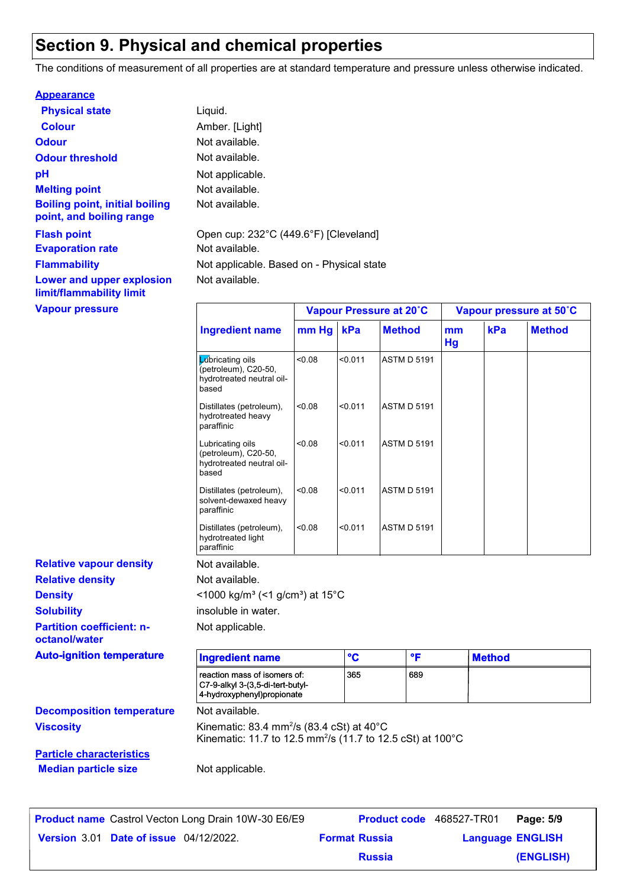# Section 9. Physical and chemical properties

The conditions of measurement of all properties are at standard temperature and pressure unless otherwise indicated.

**Appearance**

**Physical state** Liquid.

**Colour** Amber. [Light]

**Odour** Not available.

**Odour threshold** Not available.

**pH** Not applicable.

**Melting point** Not available.

**Boiling point, initial boiling point, and boiling range** Not available.

**Flash point** Open cup: 232°C (449.6°F) [Cleveland]

**Evaporation rate** Not available.

**Flammability** Not applicable. Based on - Physical state

**Lower and upper explosion limit/flammability limit** Not available.

**Vapour pressure**

| | Vapour Pressure at 20˚C | | | Vapour pressure at 50˚C | | |
|---|---|---|---|---|---|---|
| **Ingredient name** | **mm Hg** | **kPa** | **Method** | **mm Hg** | **kPa** | **Method** |
| Lubricating oils (petroleum), C20-50, hydrotreated neutral oil-based | <0.08 | <0.011 | ASTM D 5191 | | | |
| Distillates (petroleum), hydrotreated heavy paraffinic | <0.08 | <0.011 | ASTM D 5191 | | | |
| Lubricating oils (petroleum), C20-50, hydrotreated neutral oil-based | <0.08 | <0.011 | ASTM D 5191 | | | |
| Distillates (petroleum), solvent-dewaxed heavy paraffinic | <0.08 | <0.011 | ASTM D 5191 | | | |
| Distillates (petroleum), hydrotreated light paraffinic | <0.08 | <0.011 | ASTM D 5191 | | | |

**Relative vapour density** Not available.

**Relative density** Not available.

**Density** <1000 kg/m³ (<1 g/cm³) at 15°C

**Solubility** insoluble in water.

**Partition coefficient: n-octanol/water** Not applicable.

**Auto-ignition temperature**

| Ingredient name | °C | °F | Method |
|---|---|---|---|
| reaction mass of isomers of: C7-9-alkyl 3-(3,5-di-tert-butyl-4-hydroxyphenyl)propionate | 365 | 689 | |

**Decomposition temperature** Not available.

**Viscosity** Kinematic: 83.4 $mm^2/s$ (83.4 cSt) at 40°C
Kinematic: 11.7 to 12.5 $mm^2/s$ (11.7 to 12.5 cSt) at 100°C

**Particle characteristics**

**Median particle size** Not applicable.

| | | | |
|---|---|---|---|
| **Product name** Castrol Vecton Long Drain 10W-30 E6/E9 | | **Product code** 468527-TR01 | |
| **Version** 3.01 | **Date of issue** 04/12/2022. | **Format** Russia Russia | **Language** ENGLISH (ENGLISH) |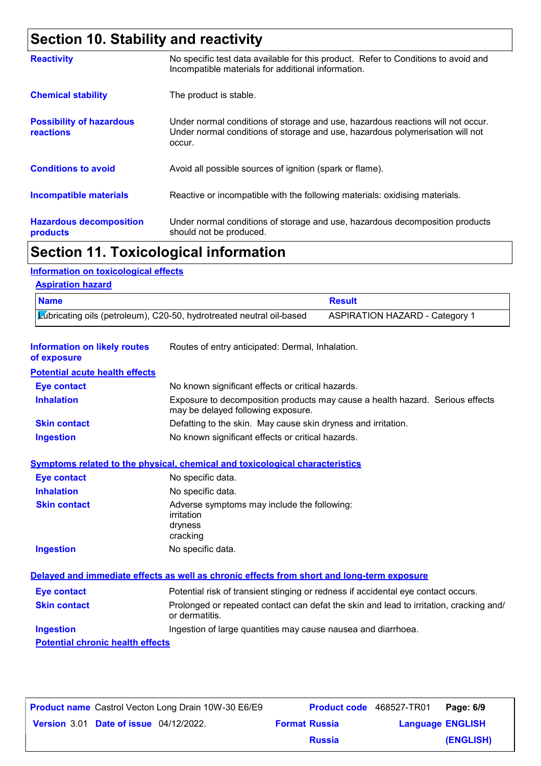## Section 10. Stability and reactivity

| | |
|---|---|
| **Reactivity** | No specific test data available for this product. Refer to Conditions to avoid and Incompatible materials for additional information. |
| **Chemical stability** | The product is stable. |
| **Possibility of hazardous reactions** | Under normal conditions of storage and use, hazardous reactions will not occur. Under normal conditions of storage and use, hazardous polymerisation will not occur. |
| **Conditions to avoid** | Avoid all possible sources of ignition (spark or flame). |
| **Incompatible materials** | Reactive or incompatible with the following materials: oxidising materials. |
| **Hazardous decomposition products** | Under normal conditions of storage and use, hazardous decomposition products should not be produced. |

## Section 11. Toxicological information

### Information on toxicological effects

**Aspiration hazard**

| Name | Result |
|---|---|
| Lubricating oils (petroleum), C20-50, hydrotreated neutral oil-based | ASPIRATION HAZARD - Category 1 |

**Information on likely routes of exposure**: Routes of entry anticipated: Dermal, Inhalation.

**Potential acute health effects**

| | |
|---|---|
| **Eye contact** | No known significant effects or critical hazards. |
| **Inhalation** | Exposure to decomposition products may cause a health hazard. Serious effects may be delayed following exposure. |
| **Skin contact** | Defatting to the skin. May cause skin dryness and irritation. |
| **Ingestion** | No known significant effects or critical hazards. |

**Symptoms related to the physical, chemical and toxicological characteristics**

| | |
|---|---|
| **Eye contact** | No specific data. |
| **Inhalation** | No specific data. |
| **Skin contact** | Adverse symptoms may include the following: irritation dryness cracking |
| **Ingestion** | No specific data. |

**Delayed and immediate effects as well as chronic effects from short and long-term exposure**

| | |
|---|---|
| **Eye contact** | Potential risk of transient stinging or redness if accidental eye contact occurs. |
| **Skin contact** | Prolonged or repeated contact can defat the skin and lead to irritation, cracking and/or dermatitis. |
| **Ingestion** | Ingestion of large quantities may cause nausea and diarrhoea. |

**Potential chronic health effects**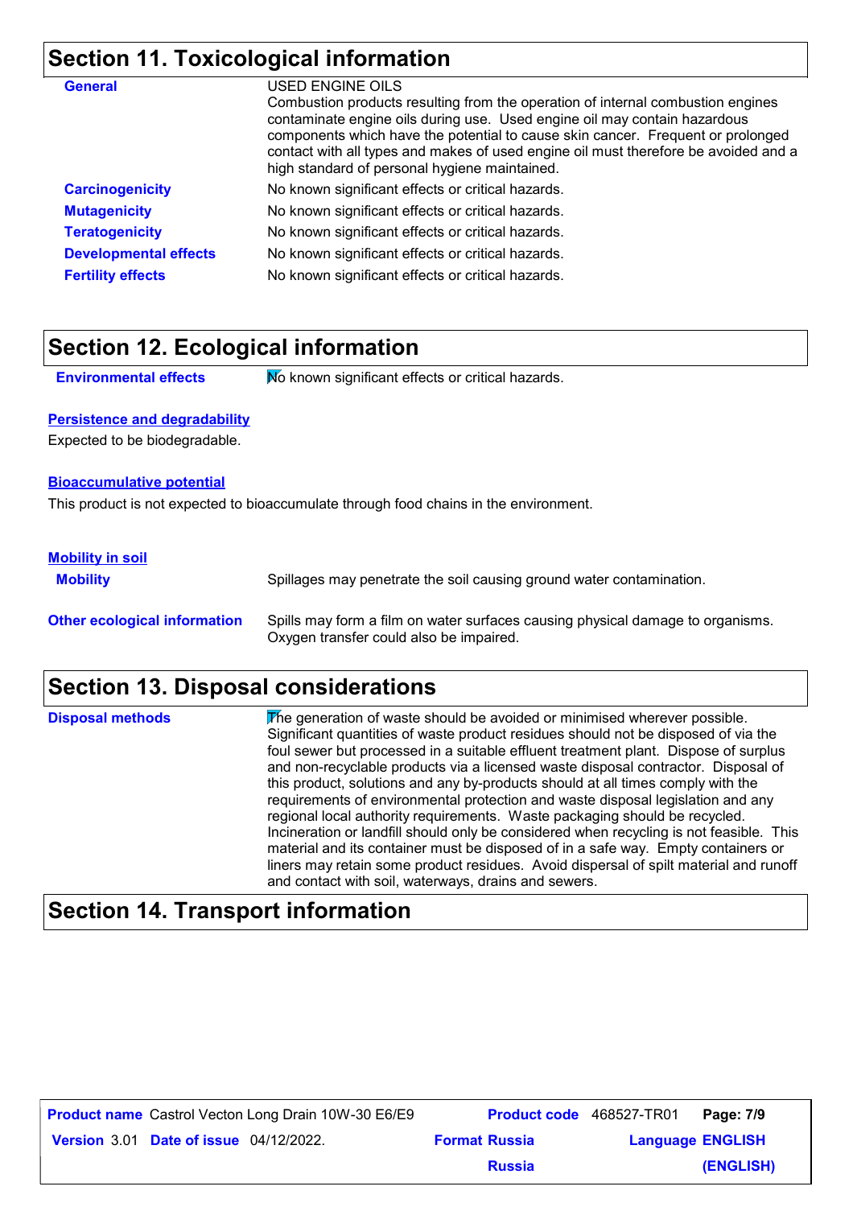## Section 11. Toxicological information

| | |
|---|---|
| **General** | USED ENGINE OILS<br>Combustion products resulting from the operation of internal combustion engines contaminate engine oils during use. Used engine oil may contain hazardous components which have the potential to cause skin cancer. Frequent or prolonged contact with all types and makes of used engine oil must therefore be avoided and a high standard of personal hygiene maintained. |
| **Carcinogenicity** | No known significant effects or critical hazards. |
| **Mutagenicity** | No known significant effects or critical hazards. |
| **Teratogenicity** | No known significant effects or critical hazards. |
| **Developmental effects** | No known significant effects or critical hazards. |
| **Fertility effects** | No known significant effects or critical hazards. |

## Section 12. Ecological information

**Environmental effects** No known significant effects or critical hazards.

**Persistence and degradability**

Expected to be biodegradable.

**Bioaccumulative potential**

This product is not expected to bioaccumulate through food chains in the environment.

**Mobility in soil**

**Mobility** Spillages may penetrate the soil causing ground water contamination.

**Other ecological information** Spills may form a film on water surfaces causing physical damage to organisms. Oxygen transfer could also be impaired.

## Section 13. Disposal considerations

**Disposal methods** The generation of waste should be avoided or minimised wherever possible. Significant quantities of waste product residues should not be disposed of via the foul sewer but processed in a suitable effluent treatment plant. Dispose of surplus and non-recyclable products via a licensed waste disposal contractor. Disposal of this product, solutions and any by-products should at all times comply with the requirements of environmental protection and waste disposal legislation and any regional local authority requirements. Waste packaging should be recycled. Incineration or landfill should only be considered when recycling is not feasible. This material and its container must be disposed of in a safe way. Empty containers or liners may retain some product residues. Avoid dispersal of spilt material and runoff and contact with soil, waterways, drains and sewers.

## Section 14. Transport information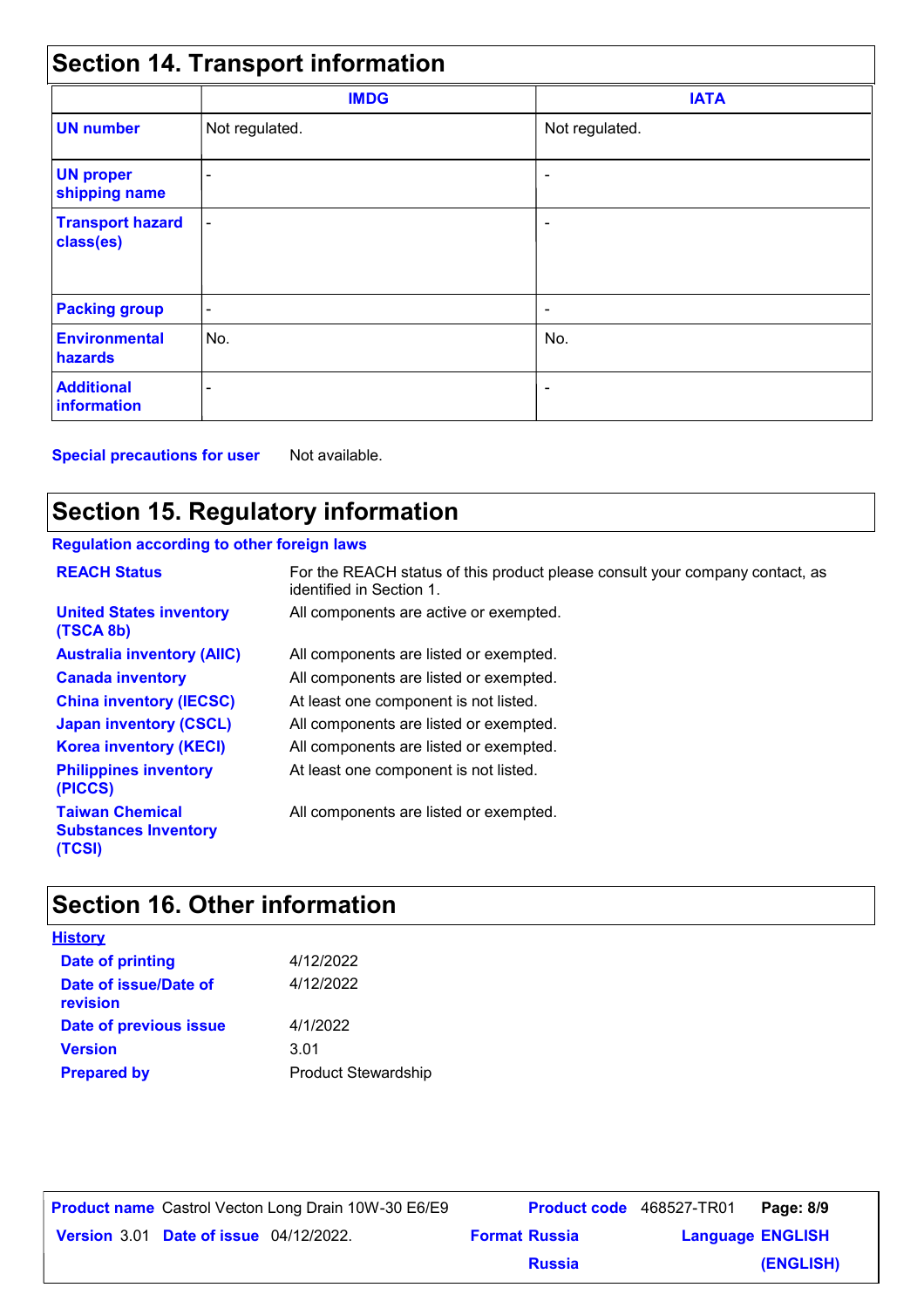## Section 14. Transport information

| | IMDG | IATA |
|---|---|---|
| **UN number** | Not regulated. | Not regulated. |
| **UN proper shipping name** | - | - |
| **Transport hazard class(es)** | - | - |
| **Packing group** | - | - |
| **Environmental hazards** | No. | No. |
| **Additional information** | - | - |

**Special precautions for user** Not available.

## Section 15. Regulatory information

**Regulation according to other foreign laws**

| | |
|---|---|
| **REACH Status** | For the REACH status of this product please consult your company contact, as identified in Section 1. |
| **United States inventory (TSCA 8b)** | All components are active or exempted. |
| **Australia inventory (AIIC)** | All components are listed or exempted. |
| **Canada inventory** | All components are listed or exempted. |
| **China inventory (IECSC)** | At least one component is not listed. |
| **Japan inventory (CSCL)** | All components are listed or exempted. |
| **Korea inventory (KECI)** | All components are listed or exempted. |
| **Philippines inventory (PICCS)** | At least one component is not listed. |
| **Taiwan Chemical Substances Inventory (TCSI)** | All components are listed or exempted. |

## Section 16. Other information

**History**

| | |
|---|---|
| **Date of printing** | 4/12/2022 |
| **Date of issue/Date of revision** | 4/12/2022 |
| **Date of previous issue** | 4/1/2022 |
| **Version** | 3.01 |
| **Prepared by** | Product Stewardship |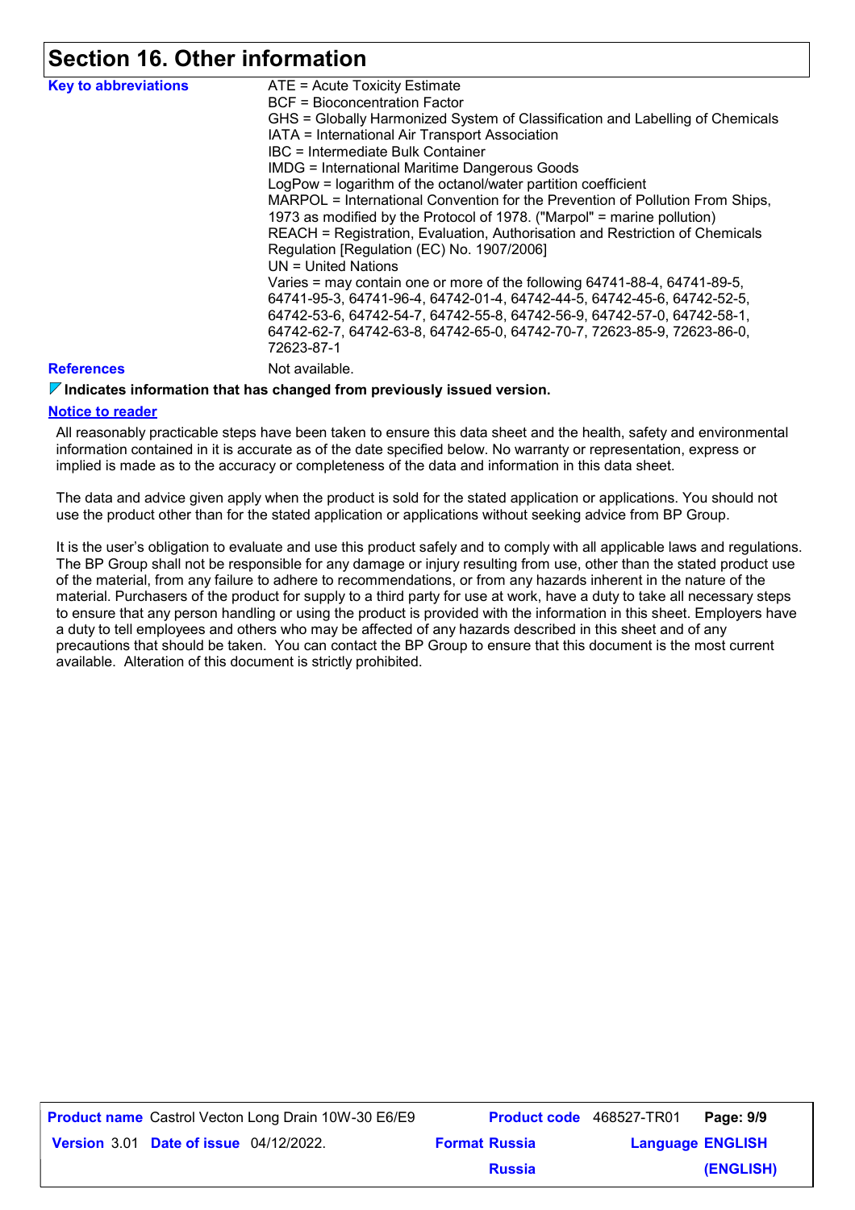## Section 16. Other information

**Key to abbreviations**

ATE = Acute Toxicity Estimate
BCF = Bioconcentration Factor
GHS = Globally Harmonized System of Classification and Labelling of Chemicals
IATA = International Air Transport Association
IBC = Intermediate Bulk Container
IMDG = International Maritime Dangerous Goods
LogPow = logarithm of the octanol/water partition coefficient
MARPOL = International Convention for the Prevention of Pollution From Ships, 1973 as modified by the Protocol of 1978. ("Marpol" = marine pollution)
REACH = Registration, Evaluation, Authorisation and Restriction of Chemicals Regulation [Regulation (EC) No. 1907/2006]
UN = United Nations
Varies = may contain one or more of the following 64741-88-4, 64741-89-5, 64741-95-3, 64741-96-4, 64742-01-4, 64742-44-5, 64742-45-6, 64742-52-5, 64742-53-6, 64742-54-7, 64742-55-8, 64742-56-9, 64742-57-0, 64742-58-1, 64742-62-7, 64742-63-8, 64742-65-0, 64742-70-7, 72623-85-9, 72623-86-0, 72623-87-1

**References** Not available.

**Indicates information that has changed from previously issued version.**

**Notice to reader**

All reasonably practicable steps have been taken to ensure this data sheet and the health, safety and environmental information contained in it is accurate as of the date specified below. No warranty or representation, express or implied is made as to the accuracy or completeness of the data and information in this data sheet.

The data and advice given apply when the product is sold for the stated application or applications. You should not use the product other than for the stated application or applications without seeking advice from BP Group.

It is the user's obligation to evaluate and use this product safely and to comply with all applicable laws and regulations. The BP Group shall not be responsible for any damage or injury resulting from use, other than the stated product use of the material, from any failure to adhere to recommendations, or from any hazards inherent in the nature of the material. Purchasers of the product for supply to a third party for use at work, have a duty to take all necessary steps to ensure that any person handling or using the product is provided with the information in this sheet. Employers have a duty to tell employees and others who may be affected of any hazards described in this sheet and of any precautions that should be taken. You can contact the BP Group to ensure that this document is the most current available. Alteration of this document is strictly prohibited.